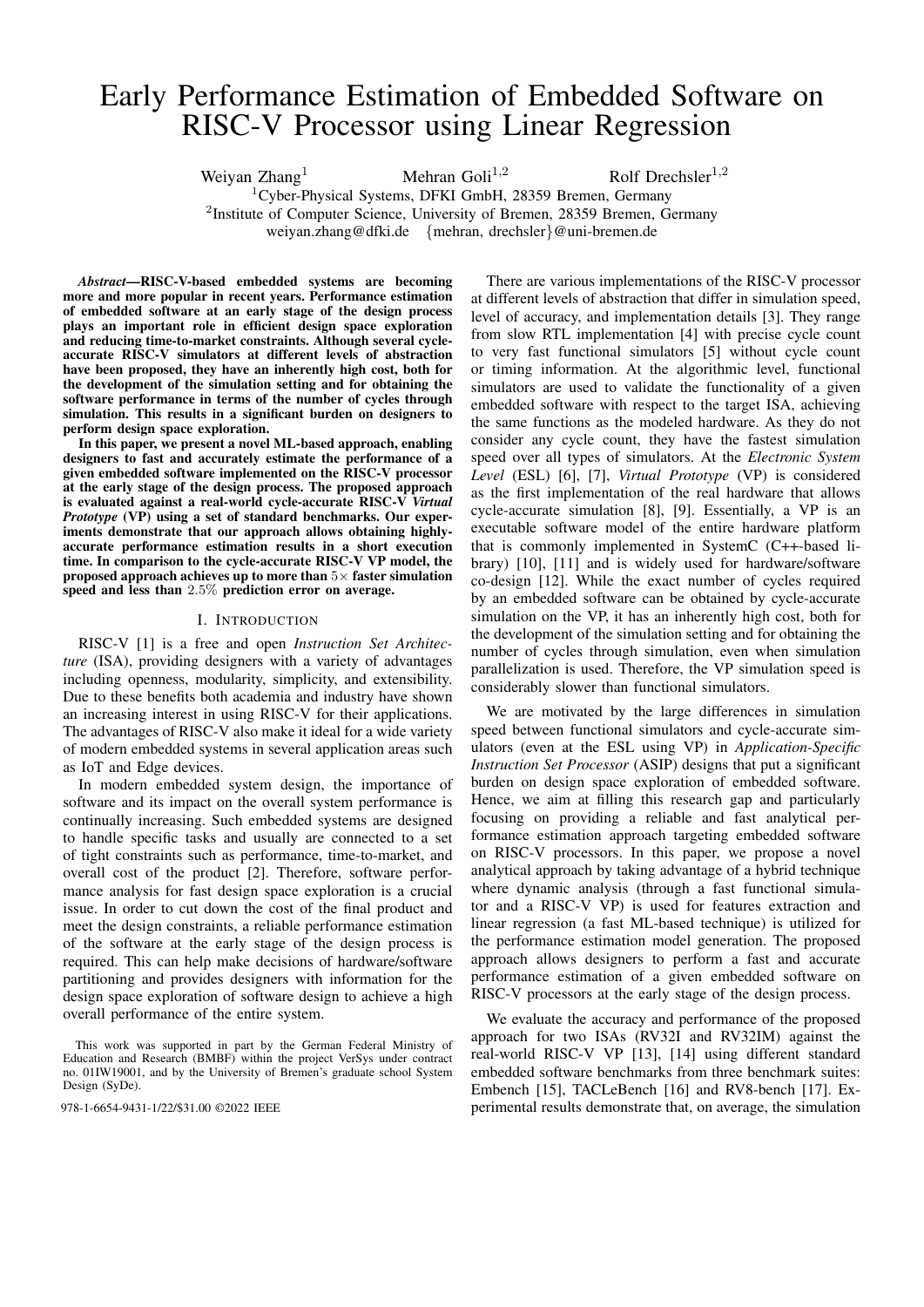# Early Performance Estimation of Embedded Software on RISC-V Processor using Linear Regression

Weiyan Zhang[1] Mehran Goli[1,2] Rolf Drechsler[1,2]

[1]Cyber-Physical Systems, DFKI GmbH, 28359 Bremen, Germany
[2]Institute of Computer Science, University of Bremen, 28359 Bremen, Germany
weiyan.zhang@dfki.de {mehran, drechsler}@uni-bremen.de

***Abstract*—RISC-V-based embedded systems are becoming more and more popular in recent years. Performance estimation of embedded software at an early stage of the design process plays an important role in efficient design space exploration and reducing time-to-market constraints. Although several cycle-accurate RISC-V simulators at different levels of abstraction have been proposed, they have an inherently high cost, both for the development of the simulation setting and for obtaining the software performance in terms of the number of cycles through simulation. This results in a significant burden on designers to perform design space exploration.**

**In this paper, we present a novel ML-based approach, enabling designers to fast and accurately estimate the performance of a given embedded software implemented on the RISC-V processor at the early stage of the design process. The proposed approach is evaluated against a real-world cycle-accurate RISC-V *Virtual Prototype* (VP) using a set of standard benchmarks. Our experiments demonstrate that our approach allows obtaining highly-accurate performance estimation results in a short execution time. In comparison to the cycle-accurate RISC-V VP model, the proposed approach achieves up to more than $5\times$ faster simulation speed and less than $2.5\%$ prediction error on average.**

## I. Introduction

RISC-V [1] is a free and open *Instruction Set Architecture* (ISA), providing designers with a variety of advantages including openness, modularity, simplicity, and extensibility. Due to these benefits both academia and industry have shown an increasing interest in using RISC-V for their applications. The advantages of RISC-V also make it ideal for a wide variety of modern embedded systems in several application areas such as IoT and Edge devices.

In modern embedded system design, the importance of software and its impact on the overall system performance is continually increasing. Such embedded systems are designed to handle specific tasks and usually are connected to a set of tight constraints such as performance, time-to-market, and overall cost of the product [2]. Therefore, software performance analysis for fast design space exploration is a crucial issue. In order to cut down the cost of the final product and meet the design constraints, a reliable performance estimation of the software at the early stage of the design process is required. This can help make decisions of hardware/software partitioning and provides designers with information for the design space exploration of software design to achieve a high overall performance of the entire system.

There are various implementations of the RISC-V processor at different levels of abstraction that differ in simulation speed, level of accuracy, and implementation details [3]. They range from slow RTL implementation [4] with precise cycle count to very fast functional simulators [5] without cycle count or timing information. At the algorithmic level, functional simulators are used to validate the functionality of a given embedded software with respect to the target ISA, achieving the same functions as the modeled hardware. As they do not consider any cycle count, they have the fastest simulation speed over all types of simulators. At the *Electronic System Level* (ESL) [6], [7], *Virtual Prototype* (VP) is considered as the first implementation of the real hardware that allows cycle-accurate simulation [8], [9]. Essentially, a VP is an executable software model of the entire hardware platform that is commonly implemented in SystemC (C++-based library) [10], [11] and is widely used for hardware/software co-design [12]. While the exact number of cycles required by an embedded software can be obtained by cycle-accurate simulation on the VP, it has an inherently high cost, both for the development of the simulation setting and for obtaining the number of cycles through simulation, even when simulation parallelization is used. Therefore, the VP simulation speed is considerably slower than functional simulators.

We are motivated by the large differences in simulation speed between functional simulators and cycle-accurate simulators (even at the ESL using VP) in *Application-Specific Instruction Set Processor* (ASIP) designs that put a significant burden on design space exploration of embedded software. Hence, we aim at filling this research gap and particularly focusing on providing a reliable and fast analytical performance estimation approach targeting embedded software on RISC-V processors. In this paper, we propose a novel analytical approach by taking advantage of a hybrid technique where dynamic analysis (through a fast functional simulator and a RISC-V VP) is used for features extraction and linear regression (a fast ML-based technique) is utilized for the performance estimation model generation. The proposed approach allows designers to perform a fast and accurate performance estimation of a given embedded software on RISC-V processors at the early stage of the design process.

We evaluate the accuracy and performance of the proposed approach for two ISAs (RV32I and RV32IM) against the real-world RISC-V VP [13], [14] using different standard embedded software benchmarks from three benchmark suites: Embench [15], TACLeBench [16] and RV8-bench [17]. Experimental results demonstrate that, on average, the simulation

This work was supported in part by the German Federal Ministry of Education and Research (BMBF) within the project VerSys under contract no. 01IW19001, and by the University of Bremen's graduate school System Design (SyDe).

978-1-6654-9431-1/22/$31.00 ©2022 IEEE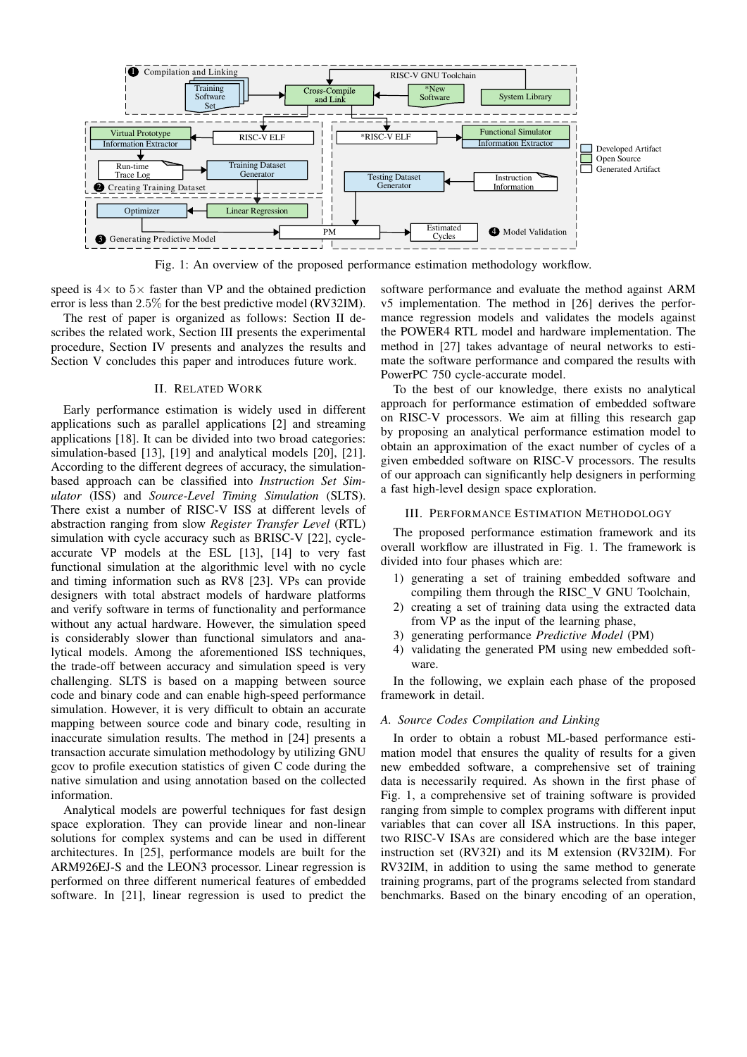Fig. 1: An overview of the proposed performance estimation methodology workflow.

speed is $4\times$ to $5\times$ faster than VP and the obtained prediction error is less than $2.5\%$ for the best predictive model (RV32IM).

The rest of paper is organized as follows: Section II describes the related work, Section III presents the experimental procedure, Section IV presents and analyzes the results and Section V concludes this paper and introduces future work.

## II. Related Work

Early performance estimation is widely used in different applications such as parallel applications [2] and streaming applications [18]. It can be divided into two broad categories: simulation-based [13], [19] and analytical models [20], [21]. According to the different degrees of accuracy, the simulation-based approach can be classified into *Instruction Set Simulator* (ISS) and *Source-Level Timing Simulation* (SLTS). There exist a number of RISC-V ISS at different levels of abstraction ranging from slow *Register Transfer Level* (RTL) simulation with cycle accuracy such as BRISC-V [22], cycle-accurate VP models at the ESL [13], [14] to very fast functional simulation at the algorithmic level with no cycle and timing information such as RV8 [23]. VPs can provide designers with total abstract models of hardware platforms and verify software in terms of functionality and performance without any actual hardware. However, the simulation speed is considerably slower than functional simulators and analytical models. Among the aforementioned ISS techniques, the trade-off between accuracy and simulation speed is very challenging. SLTS is based on a mapping between source code and binary code and can enable high-speed performance simulation. However, it is very difficult to obtain an accurate mapping between source code and binary code, resulting in inaccurate simulation results. The method in [24] presents a transaction accurate simulation methodology by utilizing GNU gcov to profile execution statistics of given C code during the native simulation and using annotation based on the collected information.

Analytical models are powerful techniques for fast design space exploration. They can provide linear and non-linear solutions for complex systems and can be used in different architectures. In [25], performance models are built for the ARM926EJ-S and the LEON3 processor. Linear regression is performed on three different numerical features of embedded software. In [21], linear regression is used to predict the software performance and evaluate the method against ARM v5 implementation. The method in [26] derives the performance regression models and validates the models against the POWER4 RTL model and hardware implementation. The method in [27] takes advantage of neural networks to estimate the software performance and compared the results with PowerPC 750 cycle-accurate model.

To the best of our knowledge, there exists no analytical approach for performance estimation of embedded software on RISC-V processors. We aim at filling this research gap by proposing an analytical performance estimation model to obtain an approximation of the exact number of cycles of a given embedded software on RISC-V processors. The results of our approach can significantly help designers in performing a fast high-level design space exploration.

## III. Performance Estimation Methodology

The proposed performance estimation framework and its overall workflow are illustrated in Fig. 1. The framework is divided into four phases which are:

1) generating a set of training embedded software and compiling them through the RISC_V GNU Toolchain,
2) creating a set of training data using the extracted data from VP as the input of the learning phase,
3) generating performance *Predictive Model* (PM)
4) validating the generated PM using new embedded software.

In the following, we explain each phase of the proposed framework in detail.

### A. Source Codes Compilation and Linking

In order to obtain a robust ML-based performance estimation model that ensures the quality of results for a given new embedded software, a comprehensive set of training data is necessarily required. As shown in the first phase of Fig. 1, a comprehensive set of training software is provided ranging from simple to complex programs with different input variables that can cover all ISA instructions. In this paper, two RISC-V ISAs are considered which are the base integer instruction set (RV32I) and its M extension (RV32IM). For RV32IM, in addition to using the same method to generate training programs, part of the programs selected from standard benchmarks. Based on the binary encoding of an operation,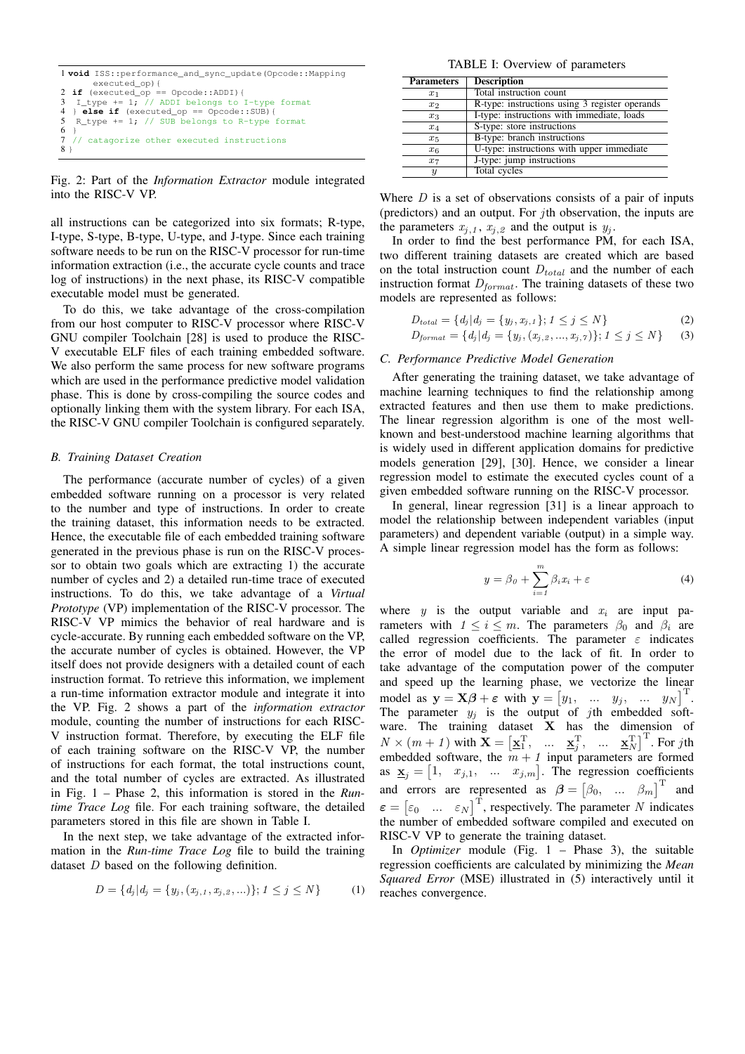```
1 void ISS::performance_and_sync_update(Opcode::Mapping
      executed_op){
2 if (executed_op == Opcode::ADDI){
3  I_type += 1; // ADDI belongs to I-type format
4 } else if (executed_op == Opcode::SUB){
5  R_type += 1; // SUB belongs to R-type format
6 }
7 // catagorize other executed instructions
8 }
```

Fig. 2: Part of the *Information Extractor* module integrated into the RISC-V VP.

all instructions can be categorized into six formats; R-type, I-type, S-type, B-type, U-type, and J-type. Since each training software needs to be run on the RISC-V processor for run-time information extraction (i.e., the accurate cycle counts and trace log of instructions) in the next phase, its RISC-V compatible executable model must be generated.

To do this, we take advantage of the cross-compilation from our host computer to RISC-V processor where RISC-V GNU compiler Toolchain [28] is used to produce the RISC-V executable ELF files of each training embedded software. We also perform the same process for new software programs which are used in the performance predictive model validation phase. This is done by cross-compiling the source codes and optionally linking them with the system library. For each ISA, the RISC-V GNU compiler Toolchain is configured separately.

### B. Training Dataset Creation

The performance (accurate number of cycles) of a given embedded software running on a processor is very related to the number and type of instructions. In order to create the training dataset, this information needs to be extracted. Hence, the executable file of each embedded training software generated in the previous phase is run on the RISC-V processor to obtain two goals which are extracting 1) the accurate number of cycles and 2) a detailed run-time trace of executed instructions. To do this, we take advantage of a *Virtual Prototype* (VP) implementation of the RISC-V processor. The RISC-V VP mimics the behavior of real hardware and is cycle-accurate. By running each embedded software on the VP, the accurate number of cycles is obtained. However, the VP itself does not provide designers with a detailed count of each instruction format. To retrieve this information, we implement a run-time information extractor module and integrate it into the VP. Fig. 2 shows a part of the *information extractor* module, counting the number of instructions for each RISC-V instruction format. Therefore, by executing the ELF file of each training software on the RISC-V VP, the number of instructions for each format, the total instructions count, and the total number of cycles are extracted. As illustrated in Fig. 1 – Phase 2, this information is stored in the *Run-time Trace Log* file. For each training software, the detailed parameters stored in this file are shown in Table I.

In the next step, we take advantage of the extracted information in the *Run-time Trace Log* file to build the training dataset $D$ based on the following definition.

$$D = \{d_j | d_j = \{y_j, (x_{j,1}, x_{j,2}, ...)\}; 1 \leq j \leq N\} \tag{1}$$

TABLE I: Overview of parameters

| Parameters | Description |
|---|---|
| $x_1$ | Total instruction count |
| $x_2$ | R-type: instructions using 3 register operands |
| $x_3$ | I-type: instructions with immediate, loads |
| $x_4$ | S-type: store instructions |
| $x_5$ | B-type: branch instructions |
| $x_6$ | U-type: instructions with upper immediate |
| $x_7$ | J-type: jump instructions |
| $y$ | Total cycles |

Where $D$ is a set of observations consists of a pair of inputs (predictors) and an output. For $j$th observation, the inputs are the parameters $x_{j,1}$, $x_{j,2}$ and the output is $y_j$.

In order to find the best performance PM, for each ISA, two different training datasets are created which are based on the total instruction count $D_{total}$ and the number of each instruction format $D_{format}$. The training datasets of these two models are represented as follows:

$$D_{total} = \{d_j | d_j = \{y_j, x_{j,1}\}; 1 \leq j \leq N\} \tag{2}$$

$$D_{format} = \{d_j | d_j = \{y_j, (x_{j,2}, ..., x_{j,7})\}; 1 \leq j \leq N\} \tag{3}$$

### C. Performance Predictive Model Generation

After generating the training dataset, we take advantage of machine learning techniques to find the relationship among extracted features and then use them to make predictions. The linear regression algorithm is one of the most well-known and best-understood machine learning algorithms that is widely used in different application domains for predictive models generation [29], [30]. Hence, we consider a linear regression model to estimate the executed cycles count of a given embedded software running on the RISC-V processor.

In general, linear regression [31] is a linear approach to model the relationship between independent variables (input parameters) and dependent variable (output) in a simple way. A simple linear regression model has the form as follows:

$$y = \beta_0 + \sum_{i=1}^{m} \beta_i x_i + \varepsilon \tag{4}$$

where $y$ is the output variable and $x_i$ are input parameters with $1 \leq i \leq m$. The parameters $\beta_0$ and $\beta_i$ are called regression coefficients. The parameter $\varepsilon$ indicates the error of model due to the lack of fit. In order to take advantage of the computation power of the computer and speed up the learning phase, we vectorize the linear model as $\mathbf{y} = \mathbf{X}\boldsymbol{\beta} + \boldsymbol{\varepsilon}$ with $\mathbf{y} = \begin{bmatrix} y_1, & ... & y_j, & ... & y_N \end{bmatrix}^{\mathrm{T}}$. The parameter $y_j$ is the output of $j$th embedded software. The training dataset $\mathbf{X}$ has the dimension of $N \times (m+1)$ with $\mathbf{X} = \begin{bmatrix} \underline{\mathbf{x}}_1^{\mathrm{T}}, & ... & \underline{\mathbf{x}}_j^{\mathrm{T}}, & ... & \underline{\mathbf{x}}_N^{\mathrm{T}} \end{bmatrix}^{\mathrm{T}}$. For $j$th embedded software, the $m+1$ input parameters are formed as $\underline{\mathbf{x}}_j = \begin{bmatrix} 1, & x_{j,1}, & ... & x_{j,m} \end{bmatrix}$. The regression coefficients and errors are represented as $\boldsymbol{\beta} = \begin{bmatrix} \beta_0, & ... & \beta_m \end{bmatrix}^{\mathrm{T}}$ and $\boldsymbol{\varepsilon} = \begin{bmatrix} \varepsilon_0 & ... & \varepsilon_N \end{bmatrix}^{\mathrm{T}}$, respectively. The parameter $N$ indicates the number of embedded software compiled and executed on RISC-V VP to generate the training dataset.

In *Optimizer* module (Fig. 1 – Phase 3), the suitable regression coefficients are calculated by minimizing the *Mean Squared Error* (MSE) illustrated in (5) interactively until it reaches convergence.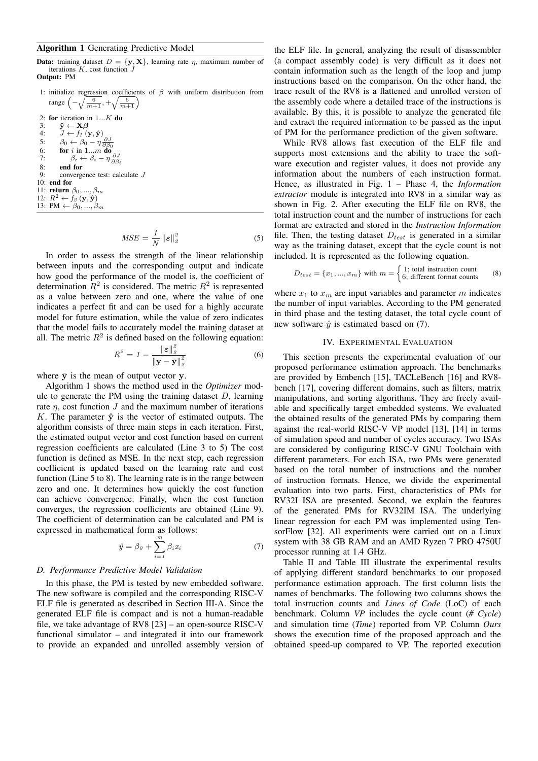**Algorithm 1** Generating Predictive Model

**Data:** training dataset $D = \{\mathbf{y}, \mathbf{X}\}$, learning rate $\eta$, maximum number of iterations $K$, cost function $J$
**Output:** PM

1: initialize regression coefficients of $\beta$ with uniform distribution from range $\left(-\sqrt{\frac{6}{m+1}}, +\sqrt{\frac{6}{m+1}}\right)$
2: **for** iteration in $1...K$ **do**
3: $\quad \hat{\mathbf{y}} \leftarrow \mathbf{X}\boldsymbol{\beta}$
4: $\quad J \leftarrow f_1(\mathbf{y}, \hat{\mathbf{y}})$
5: $\quad \beta_0 \leftarrow \beta_0 - \eta \frac{\partial J}{\partial \beta_0}$
6: $\quad$ **for** $i$ in $1...m$ **do**
7: $\quad\quad \beta_i \leftarrow \beta_i - \eta \frac{\partial J}{\partial \beta_i}$
8: $\quad$ **end for**
9: $\quad$ convergence test: calculate $J$
10: **end for**
11: **return** $\beta_0, ..., \beta_m$
12: $R^2 \leftarrow f_2(\mathbf{y}, \hat{\mathbf{y}})$
13: PM $\leftarrow \beta_0, ..., \beta_m$

$$MSE = \frac{1}{N} \|\boldsymbol{\varepsilon}\|_2^2 \tag{5}$$

In order to assess the strength of the linear relationship between inputs and the corresponding output and indicate how good the performance of the model is, the coefficient of determination $R^2$ is considered. The metric $R^2$ is represented as a value between zero and one, where the value of one indicates a perfect fit and can be used for a highly accurate model for future estimation, while the value of zero indicates that the model fails to accurately model the training dataset at all. The metric $R^2$ is defined based on the following equation:

$$R^2 = 1 - \frac{\|\boldsymbol{\varepsilon}\|_2^2}{\|\mathbf{y} - \bar{\mathbf{y}}\|_2^2} \tag{6}$$

where $\bar{\mathbf{y}}$ is the mean of output vector $\mathbf{y}$.

Algorithm 1 shows the method used in the *Optimizer* module to generate the PM using the training dataset $D$, learning rate $\eta$, cost function $J$ and the maximum number of iterations $K$. The parameter $\hat{\mathbf{y}}$ is the vector of estimated outputs. The algorithm consists of three main steps in each iteration. First, the estimated output vector and cost function based on current regression coefficients are calculated (Line 3 to 5) The cost function is defined as MSE. In the next step, each regression coefficient is updated based on the learning rate and cost function (Line 5 to 8). The learning rate is in the range between zero and one. It determines how quickly the cost function can achieve convergence. Finally, when the cost function converges, the regression coefficients are obtained (Line 9). The coefficient of determination can be calculated and PM is expressed in mathematical form as follows:

$$\hat{y} = \beta_0 + \sum_{i=1}^{m} \beta_i x_i \tag{7}$$

### D. Performance Predictive Model Validation

In this phase, the PM is tested by new embedded software. The new software is compiled and the corresponding RISC-V ELF file is generated as described in Section III-A. Since the generated ELF file is compact and is not a human-readable file, we take advantage of RV8 [23] – an open-source RISC-V functional simulator – and integrated it into our framework to provide an expanded and unrolled assembly version of the ELF file. In general, analyzing the result of disassembler (a compact assembly code) is very difficult as it does not contain information such as the length of the loop and jump instructions based on the comparison. On the other hand, the trace result of the RV8 is a flattened and unrolled version of the assembly code where a detailed trace of the instructions is available. By this, it is possible to analyze the generated file and extract the required information to be passed as the input of PM for the performance prediction of the given software.

While RV8 allows fast execution of the ELF file and supports most extensions and the ability to trace the software execution and register values, it does not provide any information about the numbers of each instruction format. Hence, as illustrated in Fig. 1 – Phase 4, the *Information extractor* module is integrated into RV8 in a similar way as shown in Fig. 2. After executing the ELF file on RV8, the total instruction count and the number of instructions for each format are extracted and stored in the *Instruction Information* file. Then, the testing dataset $D_{test}$ is generated in a similar way as the training dataset, except that the cycle count is not included. It is represented as the following equation.

$$D_{test} = \{x_1, ..., x_m\} \text{ with } m = \begin{cases} 1; \text{ total instruction count} \\ 6; \text{ different format counts} \end{cases} \tag{8}$$

where $x_1$ to $x_m$ are input variables and parameter $m$ indicates the number of input variables. According to the PM generated in third phase and the testing dataset, the total cycle count of new software $\hat{y}$ is estimated based on (7).

## IV. Experimental Evaluation

This section presents the experimental evaluation of our proposed performance estimation approach. The benchmarks are provided by Embench [15], TACLeBench [16] and RV8-bench [17], covering different domains, such as filters, matrix manipulations, and sorting algorithms. They are freely available and specifically target embedded systems. We evaluated the obtained results of the generated PMs by comparing them against the real-world RISC-V VP model [13], [14] in terms of simulation speed and number of cycles accuracy. Two ISAs are considered by configuring RISC-V GNU Toolchain with different parameters. For each ISA, two PMs were generated based on the total number of instructions and the number of instruction formats. Hence, we divide the experimental evaluation into two parts. First, characteristics of PMs for RV32I ISA are presented. Second, we explain the features of the generated PMs for RV32IM ISA. The underlying linear regression for each PM was implemented using TensorFlow [32]. All experiments were carried out on a Linux system with 38 GB RAM and an AMD Ryzen 7 PRO 4750U processor running at 1.4 GHz.

Table II and Table III illustrate the experimental results of applying different standard benchmarks to our proposed performance estimation approach. The first column lists the names of benchmarks. The following two columns shows the total instruction counts and *Lines of Code* (LoC) of each benchmark. Column *VP* includes the cycle count (*# Cycle*) and simulation time (*Time*) reported from VP. Column *Ours* shows the execution time of the proposed approach and the obtained speed-up compared to VP. The reported execution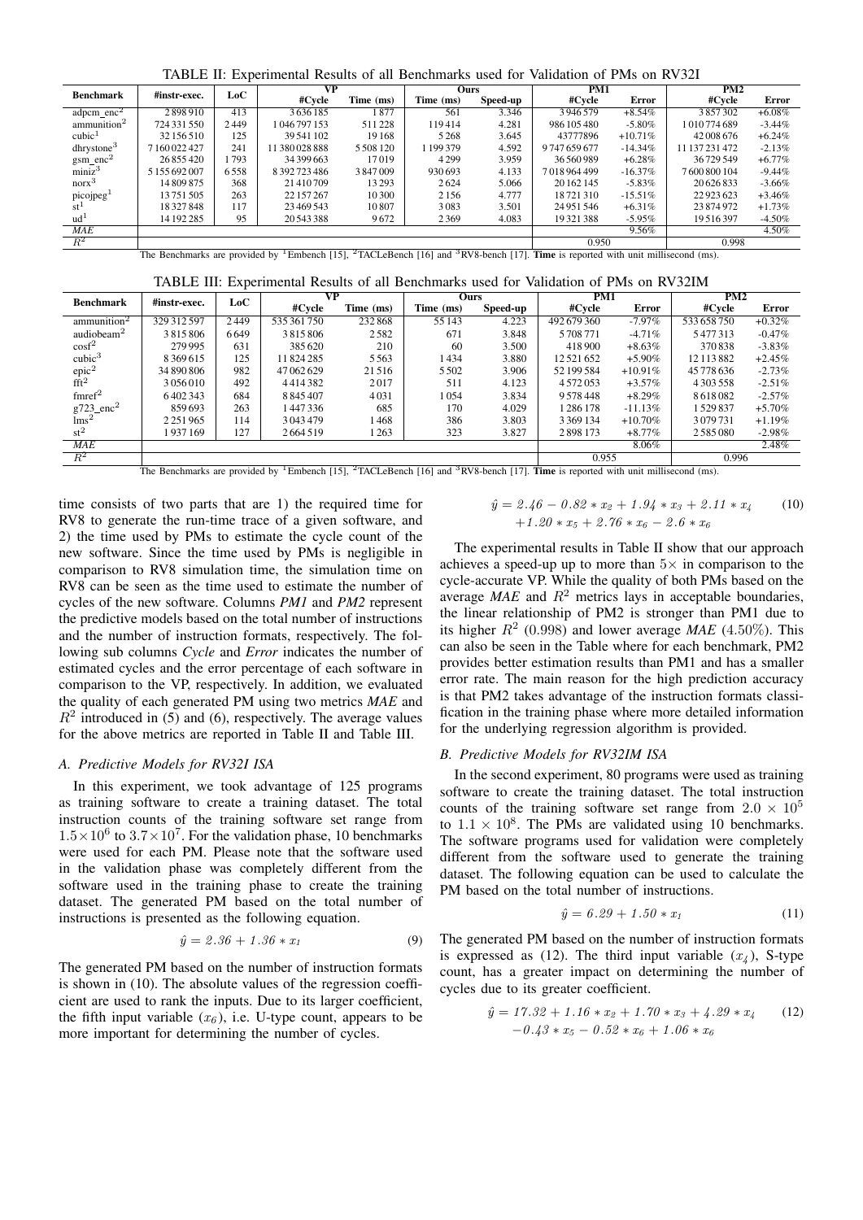TABLE II: Experimental Results of all Benchmarks used for Validation of PMs on RV32I

| Benchmark | #instr-exec. | LoC | VP | | Ours | | PM1 | | PM2 | |
|---|---|---|---|---|---|---|---|---|---|---|
| | | | #Cycle | Time (ms) | Time (ms) | Speed-up | #Cycle | Error | #Cycle | Error |
| adpcm_enc[2] | 2 898 910 | 413 | 3 636 185 | 1 877 | 561 | 3.346 | 3 946 579 | +8.54% | 3 857 302 | +6.08% |
| ammunition[2] | 724 331 550 | 2 449 | 1 046 797 153 | 511 228 | 119 414 | 4.281 | 986 105 480 | -5.80% | 1 010 774 689 | -3.44% |
| cubic[1] | 32 156 510 | 125 | 39 541 102 | 19 168 | 5 268 | 3.645 | 43777896 | +10.71% | 42 008 676 | +6.24% |
| dhrystone[3] | 7 160 022 427 | 241 | 11 380 028 888 | 5 508 120 | 1 199 379 | 4.592 | 9 747 659 677 | -14.34% | 11 137 231 472 | -2.13% |
| gsm_enc[2] | 26 855 420 | 1 793 | 34 399 663 | 17 019 | 4 299 | 3.959 | 36 560 989 | +6.28% | 36 729 549 | +6.77% |
| miniz[3] | 5 155 692 007 | 6 558 | 8 392 723 486 | 3 847 009 | 930 693 | 4.133 | 7 018 964 499 | -16.37% | 7 600 800 104 | -9.44% |
| norx[3] | 14 809 875 | 368 | 21 410 709 | 13 293 | 2 624 | 5.066 | 20 162 145 | -5.83% | 20 626 833 | -3.66% |
| picojpeg[1] | 13 751 505 | 263 | 22 157 267 | 10 300 | 2 156 | 4.777 | 18 721 310 | -15.51% | 22 923 623 | +3.46% |
| st[1] | 18 327 848 | 117 | 23 469 543 | 10 807 | 3 083 | 3.501 | 24 951 546 | +6.31% | 23 874 972 | +1.73% |
| ud[1] | 14 192 285 | 95 | 20 543 388 | 9 672 | 2 369 | 4.083 | 19 321 388 | -5.95% | 19 516 397 | -4.50% |
| *MAE* | | | | | | | | 9.56% | | 4.50% |
| $R^2$ | | | | | | | 0.950 | | 0.998 | |

The Benchmarks are provided by [1]Embench [15], [2]TACLeBench [16] and [3]RV8-bench [17]. **Time** is reported with unit millisecond (ms).

TABLE III: Experimental Results of all Benchmarks used for Validation of PMs on RV32IM

| Benchmark | #instr-exec. | LoC | VP | | Ours | | PM1 | | PM2 | |
|---|---|---|---|---|---|---|---|---|---|---|
| | | | #Cycle | Time (ms) | Time (ms) | Speed-up | #Cycle | Error | #Cycle | Error |
| ammunition[2] | 329 312 597 | 2 449 | 535 361 750 | 232 868 | 55 143 | 4.223 | 492 679 360 | -7.97% | 533 658 750 | +0.32% |
| audiobeam[2] | 3 815 806 | 6 649 | 3 815 806 | 2 582 | 671 | 3.848 | 5 708 771 | -4.71% | 5 477 313 | -0.47% |
| cosf[2] | 279 995 | 631 | 385 620 | 210 | 60 | 3.500 | 418 900 | +8.63% | 370 838 | -3.83% |
| cubic[3] | 8 369 615 | 125 | 11 824 285 | 5 563 | 1 434 | 3.880 | 12 521 652 | +5.90% | 12 113 882 | +2.45% |
| epic[2] | 34 890 806 | 982 | 47 062 629 | 21 516 | 5 502 | 3.906 | 52 199 584 | +10.91% | 45 778 636 | -2.73% |
| fft[2] | 3 056 010 | 492 | 4 414 382 | 2 017 | 511 | 4.123 | 4 572 053 | +3.57% | 4 303 558 | -2.51% |
| fmref[2] | 6 402 343 | 684 | 8 845 407 | 4 031 | 1 054 | 3.834 | 9 578 448 | +8.29% | 8 618 082 | -2.57% |
| g723_enc[2] | 859 693 | 263 | 1 447 336 | 685 | 170 | 4.029 | 1 286 178 | -11.13% | 1 529 837 | +5.70% |
| lms[2] | 2 251 965 | 114 | 3 043 479 | 1 468 | 386 | 3.803 | 3 369 134 | +10.70% | 3 079 731 | +1.19% |
| st[2] | 1 937 169 | 127 | 2 664 519 | 1 263 | 323 | 3.827 | 2 898 173 | +8.77% | 2 585 080 | -2.98% |
| *MAE* | | | | | | | | 8.06% | | 2.48% |
| $R^2$ | | | | | | | 0.955 | | 0.996 | |

The Benchmarks are provided by [1]Embench [15], [2]TACLeBench [16] and [3]RV8-bench [17]. **Time** is reported with unit millisecond (ms).

time consists of two parts that are 1) the required time for RV8 to generate the run-time trace of a given software, and 2) the time used by PMs to estimate the cycle count of the new software. Since the time used by PMs is negligible in comparison to RV8 simulation time, the simulation time on RV8 can be seen as the time used to estimate the number of cycles of the new software. Columns *PM1* and *PM2* represent the predictive models based on the total number of instructions and the number of instruction formats, respectively. The following sub columns *Cycle* and *Error* indicates the number of estimated cycles and the error percentage of each software in comparison to the VP, respectively. In addition, we evaluated the quality of each generated PM using two metrics *MAE* and $R^2$ introduced in (5) and (6), respectively. The average values for the above metrics are reported in Table II and Table III.

### A. Predictive Models for RV32I ISA

In this experiment, we took advantage of 125 programs as training software to create a training dataset. The total instruction counts of the training software set range from $1.5\times10^6$ to $3.7\times10^7$. For the validation phase, 10 benchmarks were used for each PM. Please note that the software used in the validation phase was completely different from the software used in the training phase to create the training dataset. The generated PM based on the total number of instructions is presented as the following equation.

$$\hat{y} = 2.36 + 1.36 * x_1 \tag{9}$$

The generated PM based on the number of instruction formats is shown in (10). The absolute values of the regression coefficient are used to rank the inputs. Due to its larger coefficient, the fifth input variable ($x_6$), i.e. U-type count, appears to be more important for determining the number of cycles.

$$\hat{y} = 2.46 - 0.82 * x_2 + 1.94 * x_3 + 2.11 * x_4 + 1.20 * x_5 + 2.76 * x_6 - 2.6 * x_6 \tag{10}$$

The experimental results in Table II show that our approach achieves a speed-up up to more than $5\times$ in comparison to the cycle-accurate VP. While the quality of both PMs based on the average *MAE* and $R^2$ metrics lays in acceptable boundaries, the linear relationship of PM2 is stronger than PM1 due to its higher $R^2$ (0.998) and lower average *MAE* (4.50%). This can also be seen in the Table where for each benchmark, PM2 provides better estimation results than PM1 and has a smaller error rate. The main reason for the high prediction accuracy is that PM2 takes advantage of the instruction formats classification in the training phase where more detailed information for the underlying regression algorithm is provided.

### B. Predictive Models for RV32IM ISA

In the second experiment, 80 programs were used as training software to create the training dataset. The total instruction counts of the training software set range from $2.0 \times 10^5$ to $1.1 \times 10^8$. The PMs are validated using 10 benchmarks. The software programs used for validation were completely different from the software used to generate the training dataset. The following equation can be used to calculate the PM based on the total number of instructions.

$$\hat{y} = 6.29 + 1.50 * x_1 \tag{11}$$

The generated PM based on the number of instruction formats is expressed as (12). The third input variable ($x_4$), S-type count, has a greater impact on determining the number of cycles due to its greater coefficient.

$$\hat{y} = 17.32 + 1.16 * x_2 + 1.70 * x_3 + 4.29 * x_4 - 0.43 * x_5 - 0.52 * x_6 + 1.06 * x_6 \tag{12}$$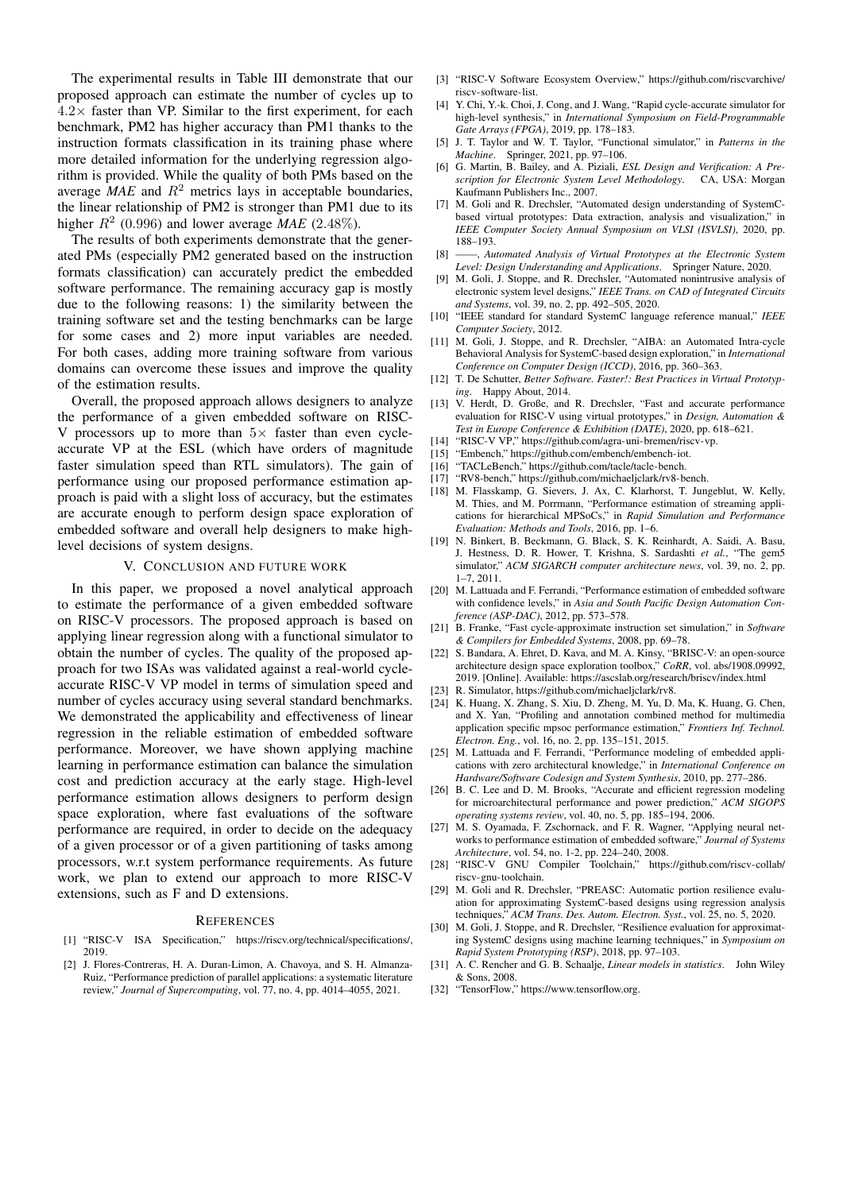The experimental results in Table III demonstrate that our proposed approach can estimate the number of cycles up to $4.2\times$ faster than VP. Similar to the first experiment, for each benchmark, PM2 has higher accuracy than PM1 thanks to the instruction formats classification in its training phase where more detailed information for the underlying regression algorithm is provided. While the quality of both PMs based on the average *MAE* and $R^2$ metrics lays in acceptable boundaries, the linear relationship of PM2 is stronger than PM1 due to its higher $R^2$ (0.996) and lower average *MAE* (2.48%).

The results of both experiments demonstrate that the generated PMs (especially PM2 generated based on the instruction formats classification) can accurately predict the embedded software performance. The remaining accuracy gap is mostly due to the following reasons: 1) the similarity between the training software set and the testing benchmarks can be large for some cases and 2) more input variables are needed. For both cases, adding more training software from various domains can overcome these issues and improve the quality of the estimation results.

Overall, the proposed approach allows designers to analyze the performance of a given embedded software on RISC-V processors up to more than $5\times$ faster than even cycle-accurate VP at the ESL (which have orders of magnitude faster simulation speed than RTL simulators). The gain of performance using our proposed performance estimation approach is paid with a slight loss of accuracy, but the estimates are accurate enough to perform design space exploration of embedded software and overall help designers to make high-level decisions of system designs.

## V. Conclusion and Future Work

In this paper, we proposed a novel analytical approach to estimate the performance of a given embedded software on RISC-V processors. The proposed approach is based on applying linear regression along with a functional simulator to obtain the number of cycles. The quality of the proposed approach for two ISAs was validated against a real-world cycle-accurate RISC-V VP model in terms of simulation speed and number of cycles accuracy using several standard benchmarks. We demonstrated the applicability and effectiveness of linear regression in the reliable estimation of embedded software performance. Moreover, we have shown applying machine learning in performance estimation can balance the simulation cost and prediction accuracy at the early stage. High-level performance estimation allows designers to perform design space exploration, where fast evaluations of the software performance are required, in order to decide on the adequacy of a given processor or of a given partitioning of tasks among processors, w.r.t system performance requirements. As future work, we plan to extend our approach to more RISC-V extensions, such as F and D extensions.

## References

[1] "RISC-V ISA Specification," https://riscv.org/technical/specifications/, 2019.

[2] J. Flores-Contreras, H. A. Duran-Limon, A. Chavoya, and S. H. Almanza-Ruiz, "Performance prediction of parallel applications: a systematic literature review," *Journal of Supercomputing*, vol. 77, no. 4, pp. 4014–4055, 2021.

[3] "RISC-V Software Ecosystem Overview," https://github.com/riscvarchive/riscv-software-list.

[4] Y. Chi, Y.-k. Choi, J. Cong, and J. Wang, "Rapid cycle-accurate simulator for high-level synthesis," in *International Symposium on Field-Programmable Gate Arrays (FPGA)*, 2019, pp. 178–183.

[5] J. T. Taylor and W. T. Taylor, "Functional simulator," in *Patterns in the Machine*. Springer, 2021, pp. 97–106.

[6] G. Martin, B. Bailey, and A. Piziali, *ESL Design and Verification: A Prescription for Electronic System Level Methodology*. CA, USA: Morgan Kaufmann Publishers Inc., 2007.

[7] M. Goli and R. Drechsler, "Automated design understanding of SystemC-based virtual prototypes: Data extraction, analysis and visualization," in *IEEE Computer Society Annual Symposium on VLSI (ISVLSI)*, 2020, pp. 188–193.

[8] ——, *Automated Analysis of Virtual Prototypes at the Electronic System Level: Design Understanding and Applications*. Springer Nature, 2020.

[9] M. Goli, J. Stoppe, and R. Drechsler, "Automated nonintrusive analysis of electronic system level designs," *IEEE Trans. on CAD of Integrated Circuits and Systems*, vol. 39, no. 2, pp. 492–505, 2020.

[10] "IEEE standard for standard SystemC language reference manual," *IEEE Computer Society*, 2012.

[11] M. Goli, J. Stoppe, and R. Drechsler, "AIBA: An Automated Intra-cycle Behavioral Analysis for SystemC-based design exploration," in *International Conference on Computer Design (ICCD)*, 2016, pp. 360–363.

[12] T. De Schutter, *Better Software. Faster!: Best Practices in Virtual Prototyping*. Happy About, 2014.

[13] V. Herdt, D. Große, and R. Drechsler, "Fast and accurate performance evaluation for RISC-V using virtual prototypes," in *Design, Automation & Test in Europe Conference & Exhibition (DATE)*, 2020, pp. 618–621.

[14] "RISC-V VP," https://github.com/agra-uni-bremen/riscv-vp.

[15] "Embench," https://github.com/embench/embench-iot.

[16] "TACLeBench," https://github.com/tacle/tacle-bench.

[17] "RV8-bench," https://github.com/michaeljclark/rv8-bench.

[18] M. Flasskamp, G. Sievers, J. Ax, C. Klarhorst, T. Jungeblut, W. Kelly, M. Thies, and M. Porrmann, "Performance estimation of streaming applications for hierarchical MPSoCs," in *Rapid Simulation and Performance Evaluation: Methods and Tools*, 2016, pp. 1–6.

[19] N. Binkert, B. Beckmann, G. Black, S. K. Reinhardt, A. Saidi, A. Basu, J. Hestness, D. R. Hower, T. Krishna, S. Sardashti *et al.*, "The gem5 simulator," *ACM SIGARCH computer architecture news*, vol. 39, no. 2, pp. 1–7, 2011.

[20] M. Lattuada and F. Ferrandi, "Performance estimation of embedded software with confidence levels," in *Asia and South Pacific Design Automation Conference (ASP-DAC)*, 2012, pp. 573–578.

[21] B. Franke, "Fast cycle-approximate instruction set simulation," in *Software & Compilers for Embedded Systems*, 2008, pp. 69–78.

[22] S. Bandara, A. Ehret, D. Kava, and M. A. Kinsy, "BRISC-V: an open-source architecture design space exploration toolbox," *CoRR*, vol. abs/1908.09992, 2019. [Online]. Available: https://ascslab.org/research/briscv/index.html

[23] R. Simulator, https://github.com/michaeljclark/rv8.

[24] K. Huang, X. Zhang, S. Xiu, D. Zheng, M. Yu, D. Ma, K. Huang, G. Chen, and X. Yan, "Profiling and annotation combined method for multimedia application specific mpsoc performance estimation," *Frontiers Inf. Technol. Electron. Eng.*, vol. 16, no. 2, pp. 135–151, 2015.

[25] M. Lattuada and F. Ferrandi, "Performance modeling of embedded applications with zero architectural knowledge," in *International Conference on Hardware/Software Codesign and System Synthesis*, 2010, pp. 277–286.

[26] B. C. Lee and D. M. Brooks, "Accurate and efficient regression modeling for microarchitectural performance and power prediction," *ACM SIGOPS operating systems review*, vol. 40, no. 5, pp. 185–194, 2006.

[27] M. S. Oyamada, F. Zschornack, and F. R. Wagner, "Applying neural networks to performance estimation of embedded software," *Journal of Systems Architecture*, vol. 54, no. 1-2, pp. 224–240, 2008.

[28] "RISC-V GNU Compiler Toolchain," https://github.com/riscv-collab/riscv-gnu-toolchain.

[29] M. Goli and R. Drechsler, "PREASC: Automatic portion resilience evaluation for approximating SystemC-based designs using regression analysis techniques," *ACM Trans. Des. Autom. Electron. Syst.*, vol. 25, no. 5, 2020.

[30] M. Goli, J. Stoppe, and R. Drechsler, "Resilience evaluation for approximating SystemC designs using machine learning techniques," in *Symposium on Rapid System Prototyping (RSP)*, 2018, pp. 97–103.

[31] A. C. Rencher and G. B. Schaalje, *Linear models in statistics*. John Wiley & Sons, 2008.

[32] "TensorFlow," https://www.tensorflow.org.